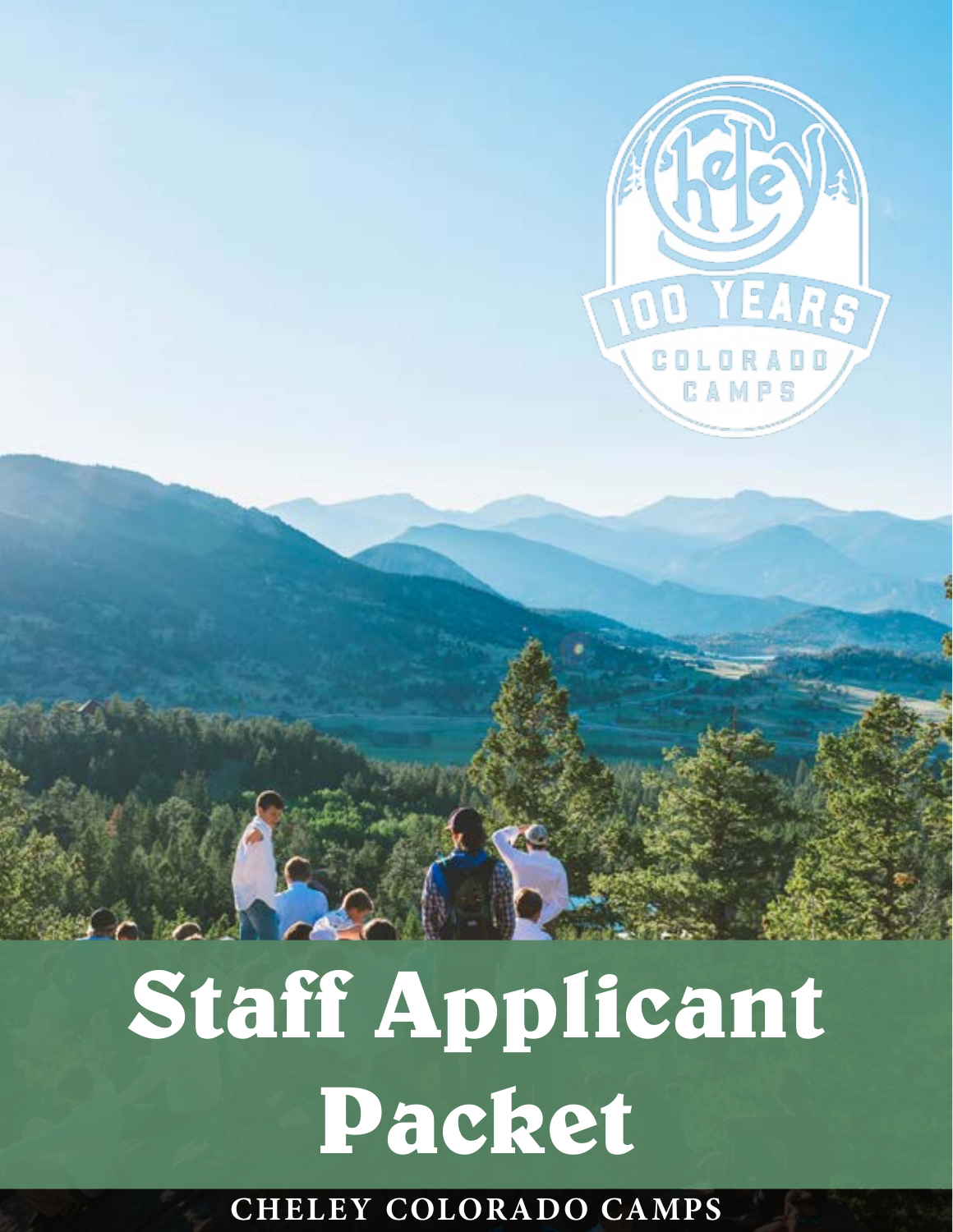# Staff Applicant Packet

**CHELEY COLORADO CAMPS**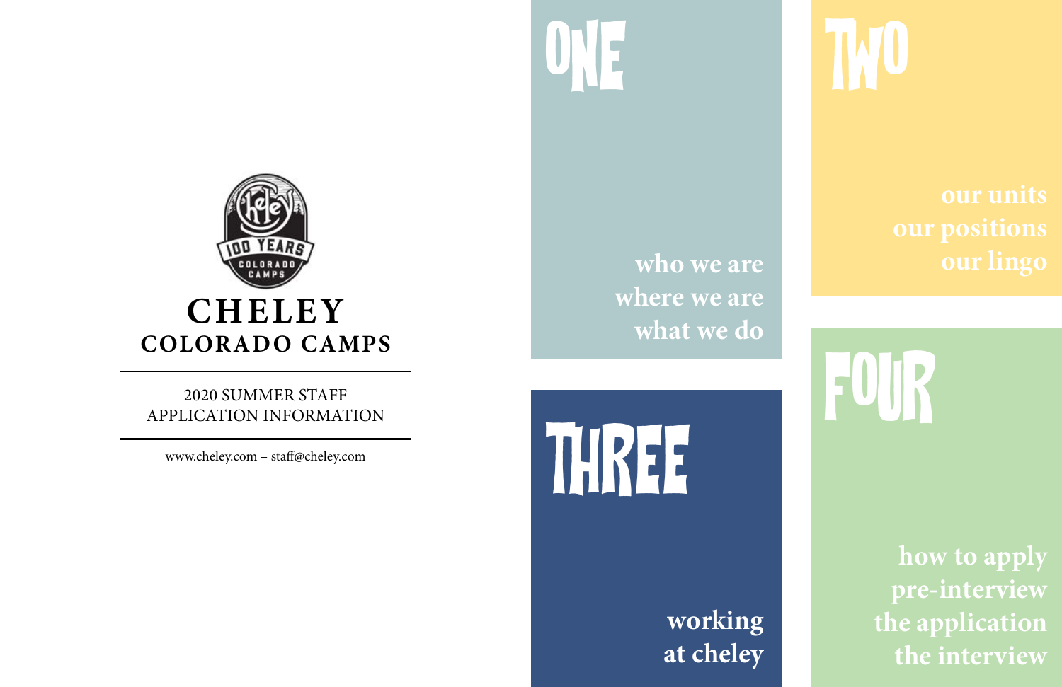# CHELEY
## COLORADO CAMPS

2020 SUMMER STAFF
APPLICATION INFORMATION

www.cheley.com – staff@cheley.com

## ONE

**who we are**
**where we are**
**what we do**

## TWO

**our units**
**our positions**
**our lingo**

## THREE

**working at cheley**

## FOUR

**how to apply**
**pre-interview**
**the application**
**the interview**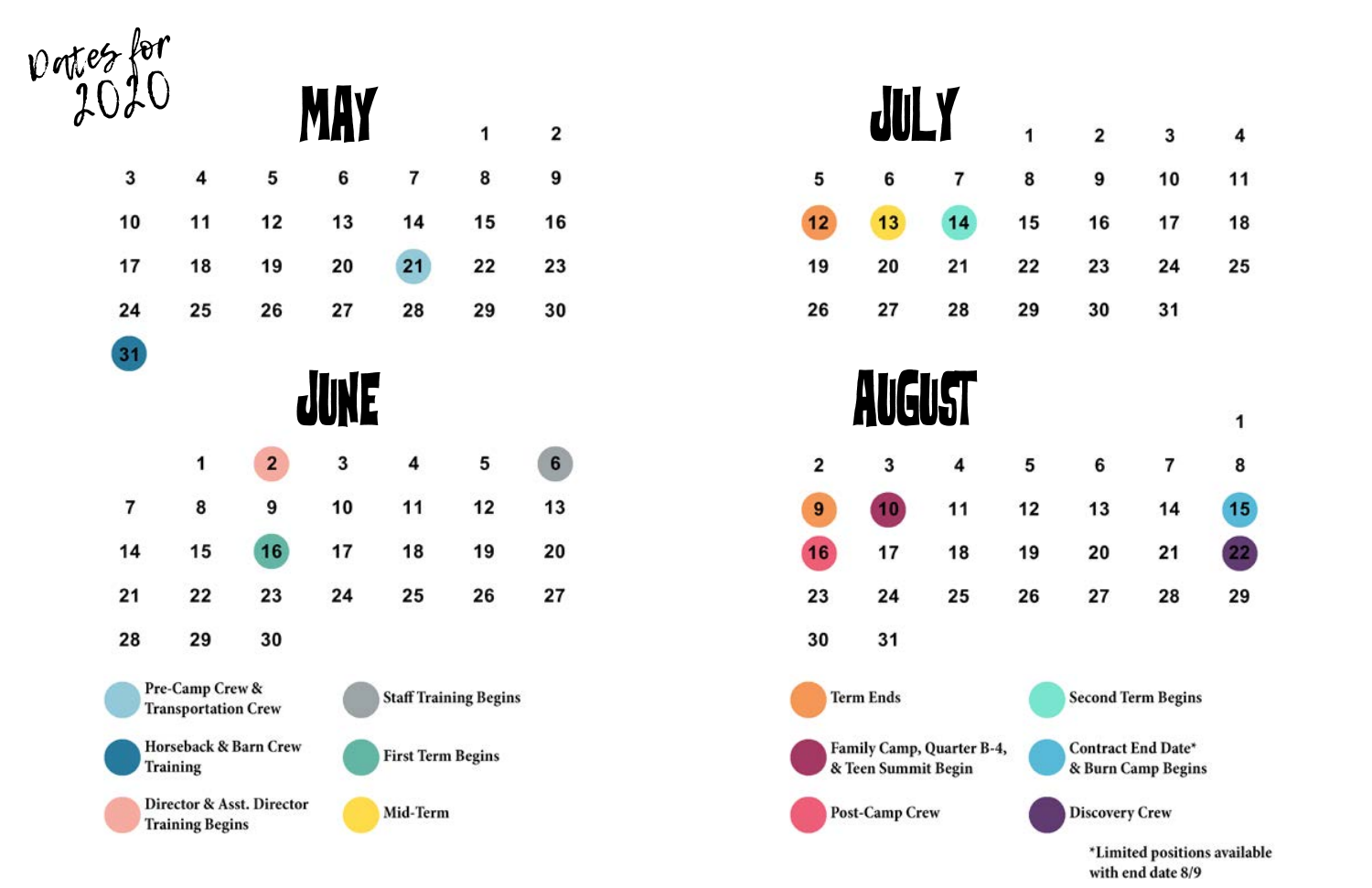Dates for 2020

## MAY

| | | | | | | |
|---|---|---|---|---|---|---|
| | | | | | 1 | 2 |
| 3 | 4 | 5 | 6 | 7 | 8 | 9 |
| 10 | 11 | 12 | 13 | 14 | 15 | 16 |
| 17 | 18 | 19 | 20 | 21 | 22 | 23 |
| 24 | 25 | 26 | 27 | 28 | 29 | 30 |
| 31 | | | | | | |

## JUNE

| | | | | | | |
|---|---|---|---|---|---|---|
| | 1 | 2 | 3 | 4 | 5 | 6 |
| 7 | 8 | 9 | 10 | 11 | 12 | 13 |
| 14 | 15 | 16 | 17 | 18 | 19 | 20 |
| 21 | 22 | 23 | 24 | 25 | 26 | 27 |
| 28 | 29 | 30 | | | | |

## JULY

| | | | | | | |
|---|---|---|---|---|---|---|
| | | | 1 | 2 | 3 | 4 |
| 5 | 6 | 7 | 8 | 9 | 10 | 11 |
| 12 | 13 | 14 | 15 | 16 | 17 | 18 |
| 19 | 20 | 21 | 22 | 23 | 24 | 25 |
| 26 | 27 | 28 | 29 | 30 | 31 | |

## AUGUST

| | | | | | | |
|---|---|---|---|---|---|---|
| | | | | | | 1 |
| 2 | 3 | 4 | 5 | 6 | 7 | 8 |
| 9 | 10 | 11 | 12 | 13 | 14 | 15 |
| 16 | 17 | 18 | 19 | 20 | 21 | 22 |
| 23 | 24 | 25 | 26 | 27 | 28 | 29 |
| 30 | 31 | | | | | |

- May 21: Pre-Camp Crew & Transportation Crew
- May 31: Horseback & Barn Crew Training
- June 2: Director & Asst. Director Training Begins
- June 6: Staff Training Begins
- June 16: First Term Begins
- July 12: Term Ends
- July 13: Mid-Term
- July 14: Second Term Begins
- August 9: Term Ends
- August 10: Family Camp, Quarter B-4, & Teen Summit Begin
- August 15: Contract End Date* & Burn Camp Begins
- August 16: Post-Camp Crew
- August 22: Discovery Crew

*Limited positions available with end date 8/9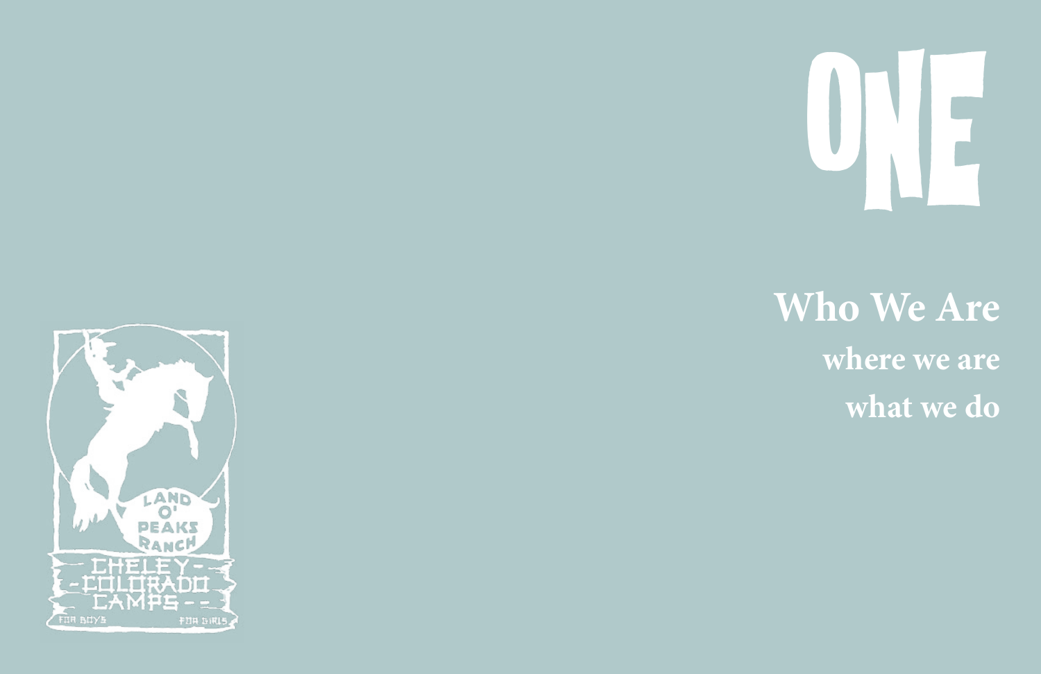# ONE

## Who We Are

### where we are

### what we do

LAND O' PEAKS RANCH

CHELEY COLORADO CAMPS

FOR BOYS FOR GIRLS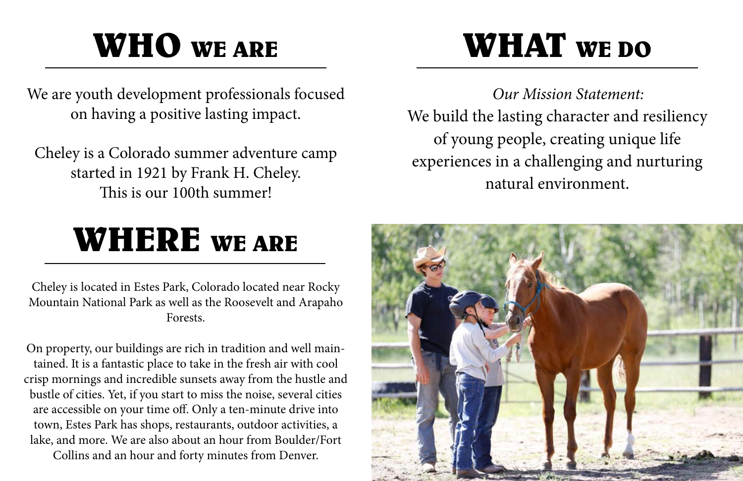# WHO WE ARE

We are youth development professionals focused on having a positive lasting impact.

Cheley is a Colorado summer adventure camp started in 1921 by Frank H. Cheley. This is our 100th summer!

# WHERE WE ARE

Cheley is located in Estes Park, Colorado located near Rocky Mountain National Park as well as the Roosevelt and Arapaho Forests.

On property, our buildings are rich in tradition and well maintained. It is a fantastic place to take in the fresh air with cool crisp mornings and incredible sunsets away from the hustle and bustle of cities. Yet, if you start to miss the noise, several cities are accessible on your time off. Only a ten-minute drive into town, Estes Park has shops, restaurants, outdoor activities, a lake, and more. We are also about an hour from Boulder/Fort Collins and an hour and forty minutes from Denver.

# WHAT WE DO

*Our Mission Statement:*

We build the lasting character and resiliency of young people, creating unique life experiences in a challenging and nurturing natural environment.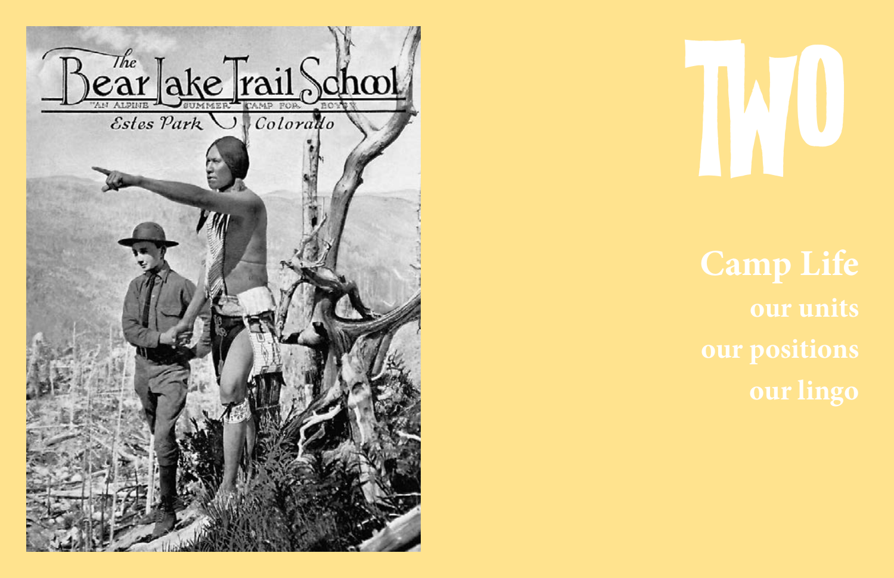# TWO

## Camp Life

our units

our positions

our lingo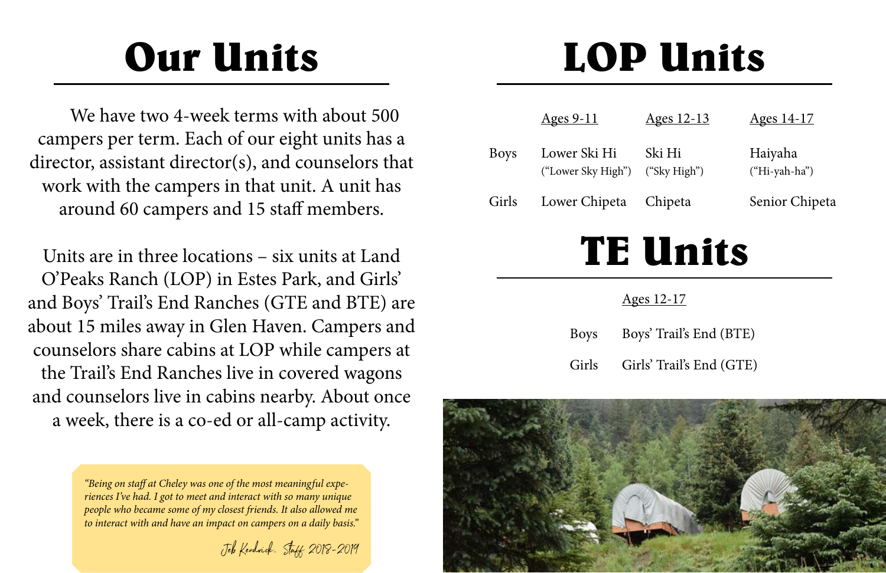# Our Units

We have two 4-week terms with about 500 campers per term. Each of our eight units has a director, assistant director(s), and counselors that work with the campers in that unit. A unit has around 60 campers and 15 staff members.

Units are in three locations – six units at Land O'Peaks Ranch (LOP) in Estes Park, and Girls' and Boys' Trail's End Ranches (GTE and BTE) are about 15 miles away in Glen Haven. Campers and counselors share cabins at LOP while campers at the Trail's End Ranches live in covered wagons and counselors live in cabins nearby. About once a week, there is a co-ed or all-camp activity.

*"Being on staff at Cheley was one of the most meaningful experiences I've had. I got to meet and interact with so many unique people who became some of my closest friends. It also allowed me to interact with and have an impact on campers on a daily basis."*

Jeb Kendrick, Staff 2018-2019

# LOP Units

| | Ages 9-11 | Ages 12-13 | Ages 14-17 |
|---|---|---|---|
| Boys | Lower Ski Hi ("Lower Sky High") | Ski Hi ("Sky High") | Haiyaha ("Hi-yah-ha") |
| Girls | Lower Chipeta | Chipeta | Senior Chipeta |

# TE Units

| | Ages 12-17 |
|---|---|
| Boys | Boys' Trail's End (BTE) |
| Girls | Girls' Trail's End (GTE) |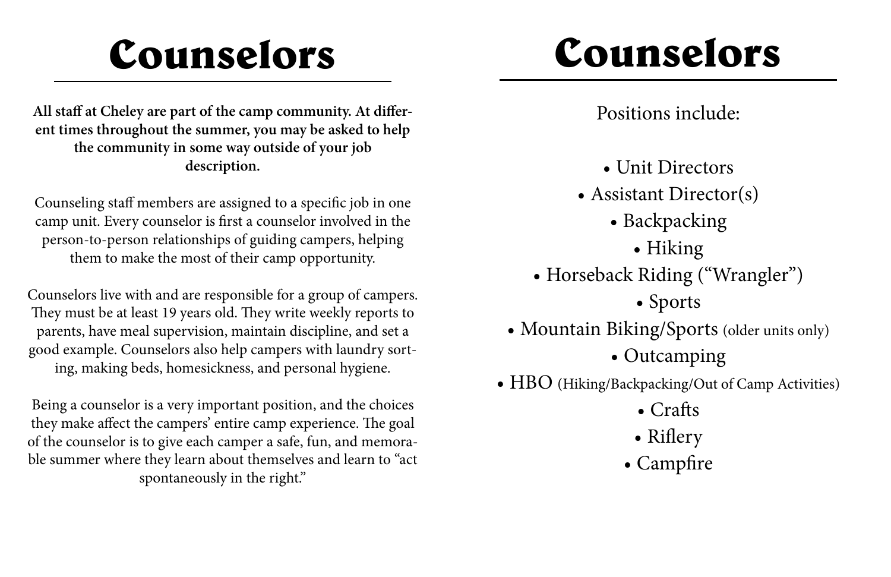# Counselors

**All staff at Cheley are part of the camp community. At different times throughout the summer, you may be asked to help the community in some way outside of your job description.**

Counseling staff members are assigned to a specific job in one camp unit. Every counselor is first a counselor involved in the person-to-person relationships of guiding campers, helping them to make the most of their camp opportunity.

Counselors live with and are responsible for a group of campers. They must be at least 19 years old. They write weekly reports to parents, have meal supervision, maintain discipline, and set a good example. Counselors also help campers with laundry sorting, making beds, homesickness, and personal hygiene.

Being a counselor is a very important position, and the choices they make affect the campers' entire camp experience. The goal of the counselor is to give each camper a safe, fun, and memorable summer where they learn about themselves and learn to "act spontaneously in the right."

# Counselors

Positions include:

- Unit Directors
- Assistant Director(s)
- Backpacking
- Hiking
- Horseback Riding ("Wrangler")
- Sports
- Mountain Biking/Sports (older units only)
- Outcamping
- HBO (Hiking/Backpacking/Out of Camp Activities)
- Crafts
- Riflery
- Campfire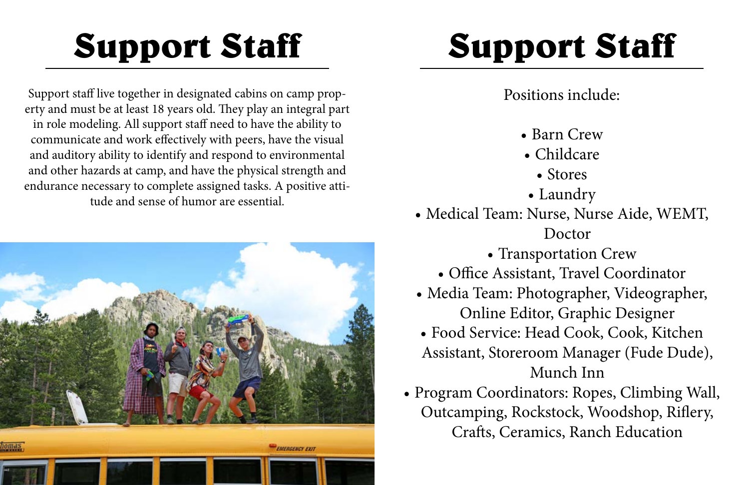# Support Staff

Support staff live together in designated cabins on camp property and must be at least 18 years old. They play an integral part in role modeling. All support staff need to have the ability to communicate and work effectively with peers, have the visual and auditory ability to identify and respond to environmental and other hazards at camp, and have the physical strength and endurance necessary to complete assigned tasks. A positive attitude and sense of humor are essential.

# Support Staff

Positions include:

- Barn Crew
- Childcare
- Stores
- Laundry
- Medical Team: Nurse, Nurse Aide, WEMT, Doctor
- Transportation Crew
- Office Assistant, Travel Coordinator
- Media Team: Photographer, Videographer, Online Editor, Graphic Designer
- Food Service: Head Cook, Cook, Kitchen Assistant, Storeroom Manager (Fude Dude), Munch Inn
- Program Coordinators: Ropes, Climbing Wall, Outcamping, Rockstock, Woodshop, Riflery, Crafts, Ceramics, Ranch Education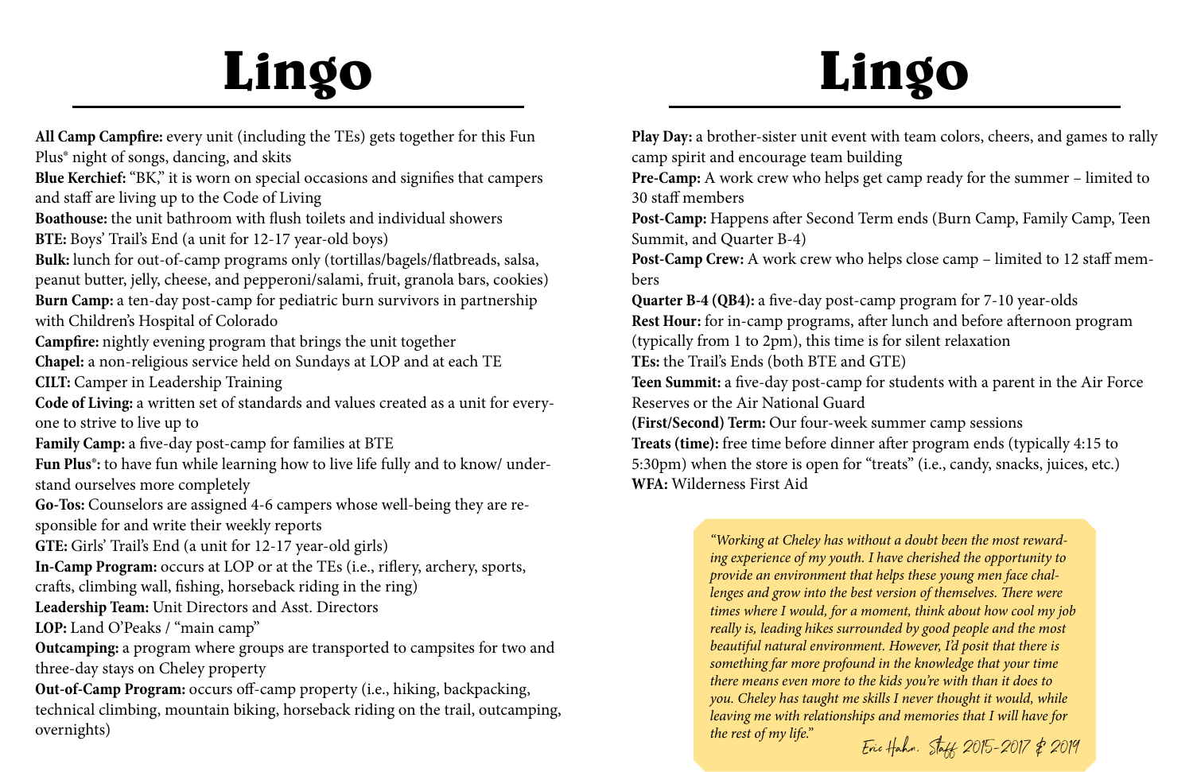# Lingo

**All Camp Campfire:** every unit (including the TEs) gets together for this Fun Plus® night of songs, dancing, and skits

**Blue Kerchief:** "BK," it is worn on special occasions and signifies that campers and staff are living up to the Code of Living

**Boathouse:** the unit bathroom with flush toilets and individual showers

**BTE:** Boys' Trail's End (a unit for 12-17 year-old boys)

**Bulk:** lunch for out-of-camp programs only (tortillas/bagels/flatbreads, salsa, peanut butter, jelly, cheese, and pepperoni/salami, fruit, granola bars, cookies)

**Burn Camp:** a ten-day post-camp for pediatric burn survivors in partnership with Children's Hospital of Colorado

**Campfire:** nightly evening program that brings the unit together

**Chapel:** a non-religious service held on Sundays at LOP and at each TE

**CILT:** Camper in Leadership Training

**Code of Living:** a written set of standards and values created as a unit for everyone to strive to live up to

**Family Camp:** a five-day post-camp for families at BTE

**Fun Plus®:** to have fun while learning how to live life fully and to know/ understand ourselves more completely

**Go-Tos:** Counselors are assigned 4-6 campers whose well-being they are responsible for and write their weekly reports

**GTE:** Girls' Trail's End (a unit for 12-17 year-old girls)

**In-Camp Program:** occurs at LOP or at the TEs (i.e., riflery, archery, sports, crafts, climbing wall, fishing, horseback riding in the ring)

**Leadership Team:** Unit Directors and Asst. Directors

**LOP:** Land O'Peaks / "main camp"

**Outcamping:** a program where groups are transported to campsites for two and three-day stays on Cheley property

**Out-of-Camp Program:** occurs off-camp property (i.e., hiking, backpacking, technical climbing, mountain biking, horseback riding on the trail, outcamping, overnights)

# Lingo

**Play Day:** a brother-sister unit event with team colors, cheers, and games to rally camp spirit and encourage team building

**Pre-Camp:** A work crew who helps get camp ready for the summer – limited to 30 staff members

**Post-Camp:** Happens after Second Term ends (Burn Camp, Family Camp, Teen Summit, and Quarter B-4)

**Post-Camp Crew:** A work crew who helps close camp – limited to 12 staff members

**Quarter B-4 (QB4):** a five-day post-camp program for 7-10 year-olds

**Rest Hour:** for in-camp programs, after lunch and before afternoon program (typically from 1 to 2pm), this time is for silent relaxation

**TEs:** the Trail's Ends (both BTE and GTE)

**Teen Summit:** a five-day post-camp for students with a parent in the Air Force Reserves or the Air National Guard

**(First/Second) Term:** Our four-week summer camp sessions

**Treats (time):** free time before dinner after program ends (typically 4:15 to 5:30pm) when the store is open for "treats" (i.e., candy, snacks, juices, etc.)

**WFA:** Wilderness First Aid

> *"Working at Cheley has without a doubt been the most rewarding experience of my youth. I have cherished the opportunity to provide an environment that helps these young men face challenges and grow into the best version of themselves. There were times where I would, for a moment, think about how cool my job really is, leading hikes surrounded by good people and the most beautiful natural environment. However, I'd posit that there is something far more profound in the knowledge that your time there means even more to the kids you're with than it does to you. Cheley has taught me skills I never thought it would, while leaving me with relationships and memories that I will have for the rest of my life."*
>
> Eric Hahn, Staff 2015-2017 & 2019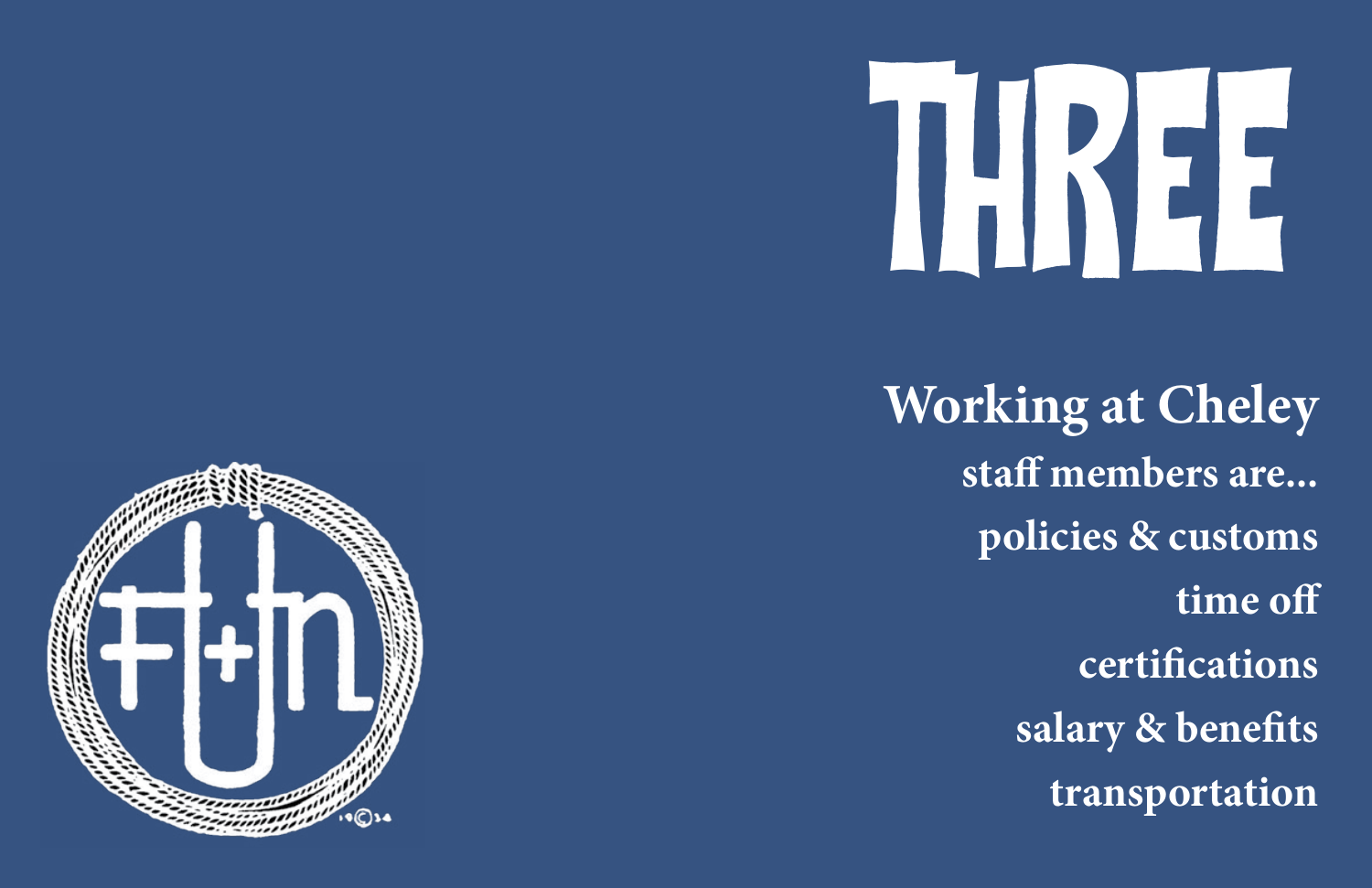# THREE

## Working at Cheley

staff members are...

policies & customs

time off

certifications

salary & benefits

transportation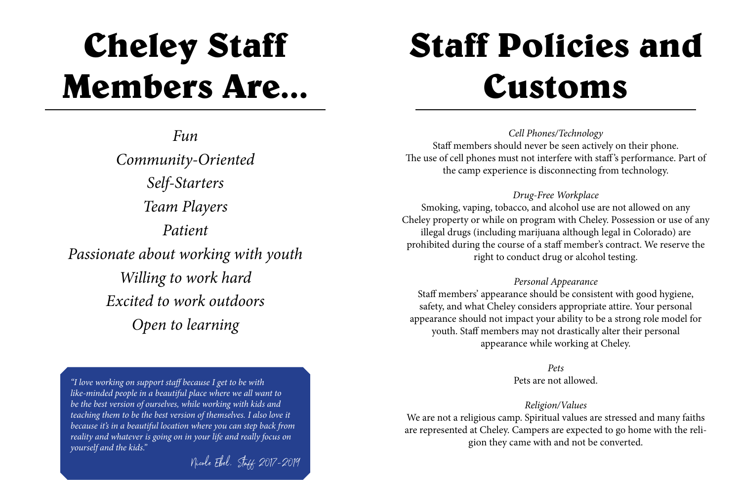# Cheley Staff Members Are...

*Fun*

*Community-Oriented*

*Self-Starters*

*Team Players*

*Patient*

*Passionate about working with youth*

*Willing to work hard*

*Excited to work outdoors*

*Open to learning*

> *"I love working on support staff because I get to be with like-minded people in a beautiful place where we all want to be the best version of ourselves, while working with kids and teaching them to be the best version of themselves. I also love it because it's in a beautiful location where you can step back from reality and whatever is going on in your life and really focus on yourself and the kids."*
>
> Nicole Ebel, Staff 2017-2019

# Staff Policies and Customs

*Cell Phones/Technology*

Staff members should never be seen actively on their phone. The use of cell phones must not interfere with staff's performance. Part of the camp experience is disconnecting from technology.

*Drug-Free Workplace*

Smoking, vaping, tobacco, and alcohol use are not allowed on any Cheley property or while on program with Cheley. Possession or use of any illegal drugs (including marijuana although legal in Colorado) are prohibited during the course of a staff member's contract. We reserve the right to conduct drug or alcohol testing.

*Personal Appearance*

Staff members' appearance should be consistent with good hygiene, safety, and what Cheley considers appropriate attire. Your personal appearance should not impact your ability to be a strong role model for youth. Staff members may not drastically alter their personal appearance while working at Cheley.

*Pets*

Pets are not allowed.

*Religion/Values*

We are not a religious camp. Spiritual values are stressed and many faiths are represented at Cheley. Campers are expected to go home with the religion they came with and not be converted.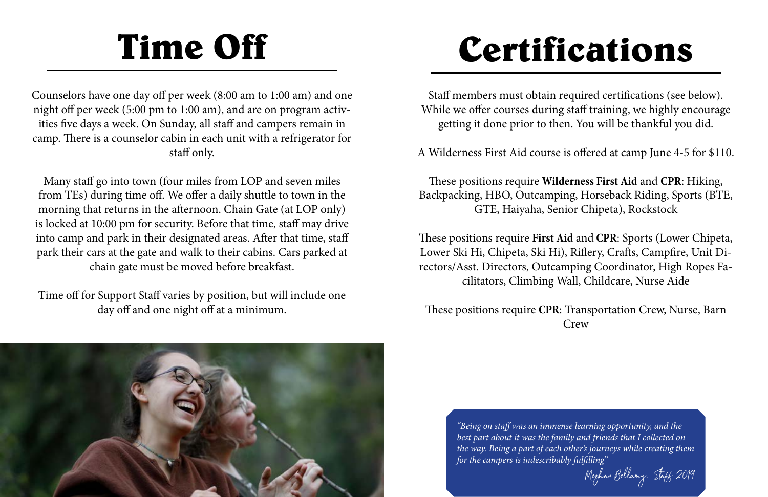# Time Off

Counselors have one day off per week (8:00 am to 1:00 am) and one night off per week (5:00 pm to 1:00 am), and are on program activities five days a week. On Sunday, all staff and campers remain in camp. There is a counselor cabin in each unit with a refrigerator for staff only.

Many staff go into town (four miles from LOP and seven miles from TEs) during time off. We offer a daily shuttle to town in the morning that returns in the afternoon. Chain Gate (at LOP only) is locked at 10:00 pm for security. Before that time, staff may drive into camp and park in their designated areas. After that time, staff park their cars at the gate and walk to their cabins. Cars parked at chain gate must be moved before breakfast.

Time off for Support Staff varies by position, but will include one day off and one night off at a minimum.

# Certifications

Staff members must obtain required certifications (see below). While we offer courses during staff training, we highly encourage getting it done prior to then. You will be thankful you did.

A Wilderness First Aid course is offered at camp June 4-5 for $110.

These positions require **Wilderness First Aid** and **CPR**: Hiking, Backpacking, HBO, Outcamping, Horseback Riding, Sports (BTE, GTE, Haiyaha, Senior Chipeta), Rockstock

These positions require **First Aid** and **CPR**: Sports (Lower Chipeta, Lower Ski Hi, Chipeta, Ski Hi), Riflery, Crafts, Campfire, Unit Directors/Asst. Directors, Outcamping Coordinator, High Ropes Facilitators, Climbing Wall, Childcare, Nurse Aide

These positions require **CPR**: Transportation Crew, Nurse, Barn Crew

*"Being on staff was an immense learning opportunity, and the best part about it was the family and friends that I collected on the way. Being a part of each other's journeys while creating them for the campers is indescribably fulfilling"*

Meghan Bellamy, Staff 2019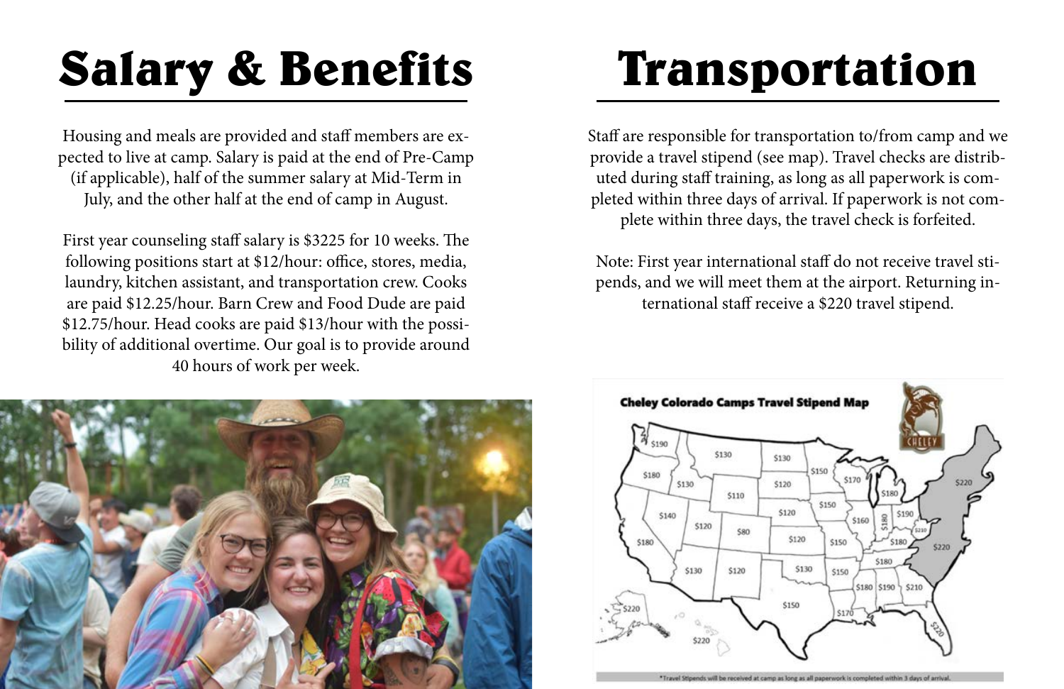# Salary & Benefits

Housing and meals are provided and staff members are expected to live at camp. Salary is paid at the end of Pre-Camp (if applicable), half of the summer salary at Mid-Term in July, and the other half at the end of camp in August.

First year counseling staff salary is $3225 for 10 weeks. The following positions start at $12/hour: office, stores, media, laundry, kitchen assistant, and transportation crew. Cooks are paid $12.25/hour. Barn Crew and Food Dude are paid $12.75/hour. Head cooks are paid $13/hour with the possibility of additional overtime. Our goal is to provide around 40 hours of work per week.

# Transportation

Staff are responsible for transportation to/from camp and we provide a travel stipend (see map). Travel checks are distributed during staff training, as long as all paperwork is completed within three days of arrival. If paperwork is not complete within three days, the travel check is forfeited.

Note: First year international staff do not receive travel stipends, and we will meet them at the airport. Returning international staff receive a $220 travel stipend.

**Cheley Colorado Camps Travel Stipend Map**

*Travel Stipends will be received at camp as long as all paperwork is completed within 3 days of arrival.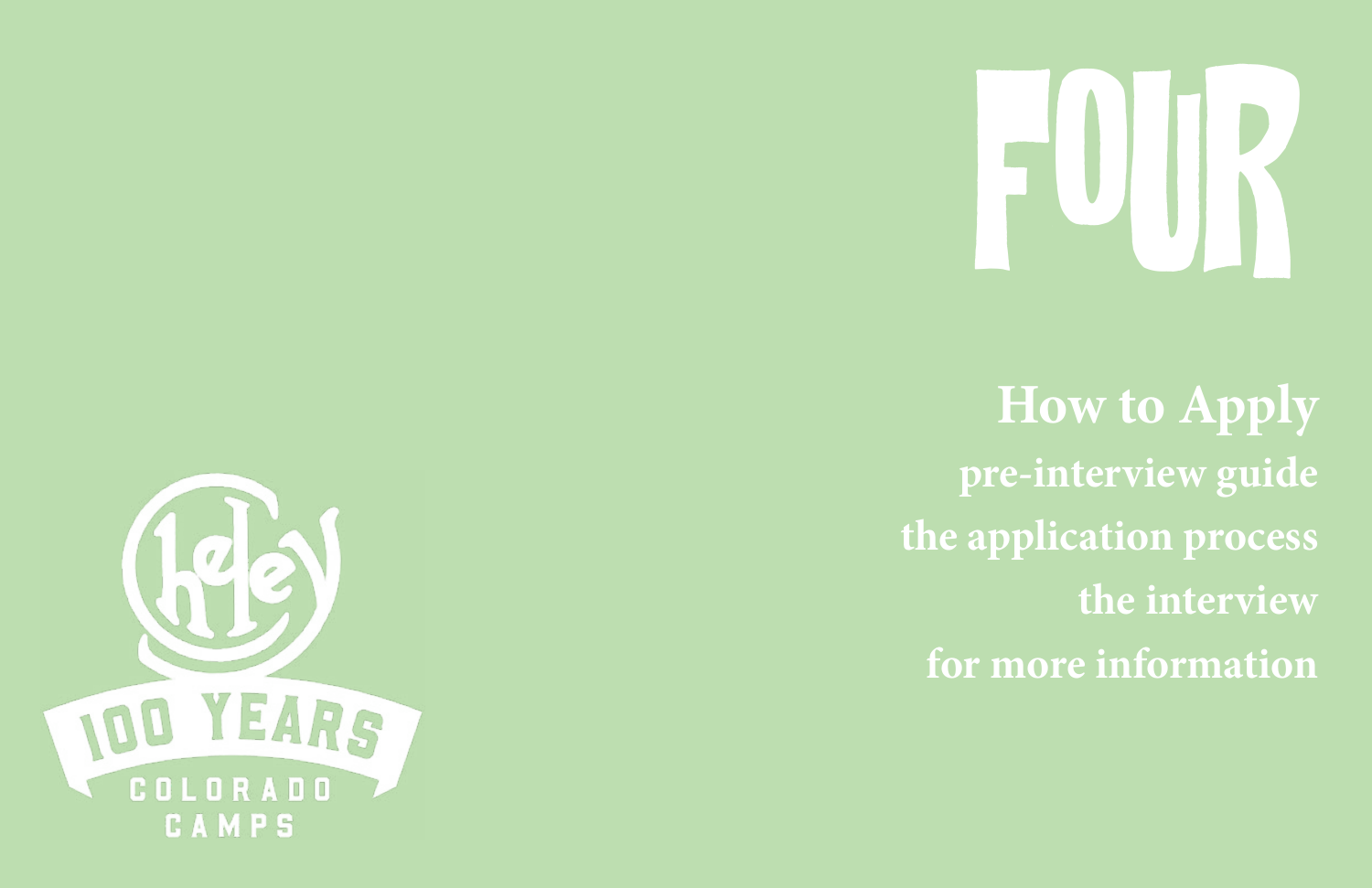# FOUR

## How to Apply

**pre-interview guide**

**the application process**

**the interview**

**for more information**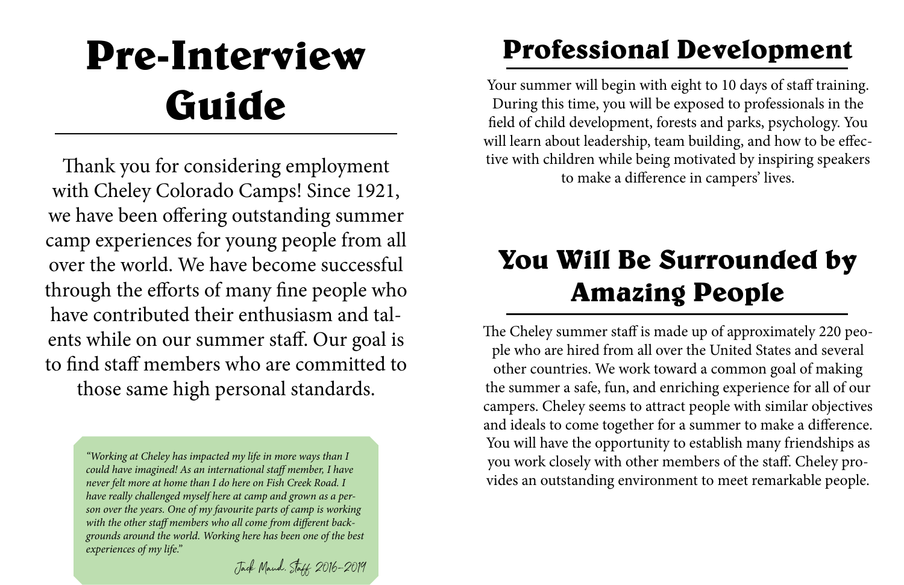# Pre-Interview Guide

Thank you for considering employment with Cheley Colorado Camps! Since 1921, we have been offering outstanding summer camp experiences for young people from all over the world. We have become successful through the efforts of many fine people who have contributed their enthusiasm and talents while on our summer staff. Our goal is to find staff members who are committed to those same high personal standards.

> *"Working at Cheley has impacted my life in more ways than I could have imagined! As an international staff member, I have never felt more at home than I do here on Fish Creek Road. I have really challenged myself here at camp and grown as a person over the years. One of my favourite parts of camp is working with the other staff members who all come from different backgrounds around the world. Working here has been one of the best experiences of my life."*
>
> Jack Maud, Staff 2016-2019

## Professional Development

Your summer will begin with eight to 10 days of staff training. During this time, you will be exposed to professionals in the field of child development, forests and parks, psychology. You will learn about leadership, team building, and how to be effective with children while being motivated by inspiring speakers to make a difference in campers' lives.

## You Will Be Surrounded by Amazing People

The Cheley summer staff is made up of approximately 220 people who are hired from all over the United States and several other countries. We work toward a common goal of making the summer a safe, fun, and enriching experience for all of our campers. Cheley seems to attract people with similar objectives and ideals to come together for a summer to make a difference. You will have the opportunity to establish many friendships as you work closely with other members of the staff. Cheley provides an outstanding environment to meet remarkable people.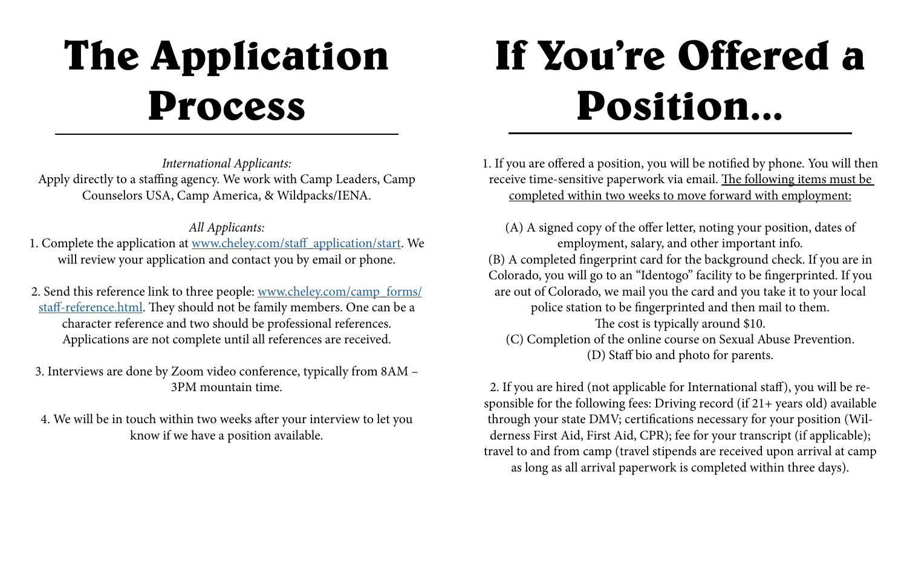# The Application Process

*International Applicants:*
Apply directly to a staffing agency. We work with Camp Leaders, Camp Counselors USA, Camp America, & Wildpacks/IENA.

*All Applicants:*

1. Complete the application at [www.cheley.com/staff_application/start](www.cheley.com/staff_application/start). We will review your application and contact you by email or phone.

2. Send this reference link to three people: [www.cheley.com/camp_forms/staff-reference.html](www.cheley.com/camp_forms/staff-reference.html). They should not be family members. One can be a character reference and two should be professional references. Applications are not complete until all references are received.

3. Interviews are done by Zoom video conference, typically from 8AM – 3PM mountain time.

4. We will be in touch within two weeks after your interview to let you know if we have a position available.

# If You're Offered a Position...

1. If you are offered a position, you will be notified by phone. You will then receive time-sensitive paperwork via email. <u>The following items must be completed within two weeks to move forward with employment:</u>

(A) A signed copy of the offer letter, noting your position, dates of employment, salary, and other important info.
(B) A completed fingerprint card for the background check. If you are in Colorado, you will go to an "Identogo" facility to be fingerprinted. If you are out of Colorado, we mail you the card and you take it to your local police station to be fingerprinted and then mail to them.
The cost is typically around $10.
(C) Completion of the online course on Sexual Abuse Prevention.
(D) Staff bio and photo for parents.

2. If you are hired (not applicable for International staff), you will be responsible for the following fees: Driving record (if 21+ years old) available through your state DMV; certifications necessary for your position (Wilderness First Aid, First Aid, CPR); fee for your transcript (if applicable); travel to and from camp (travel stipends are received upon arrival at camp as long as all arrival paperwork is completed within three days).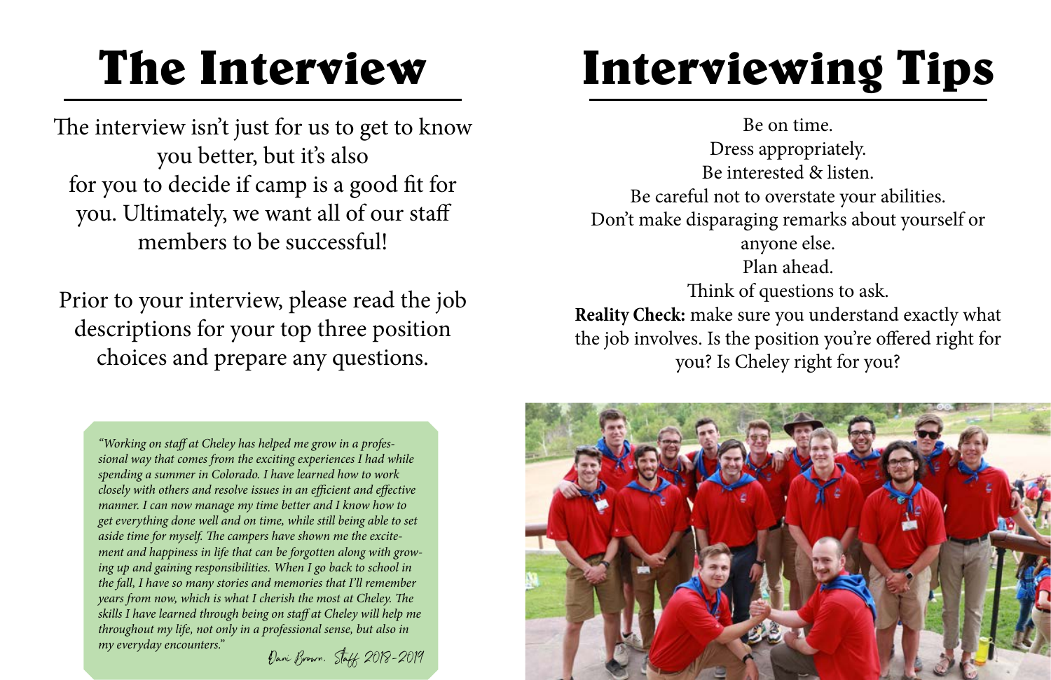# The Interview

The interview isn't just for us to get to know you better, but it's also for you to decide if camp is a good fit for you. Ultimately, we want all of our staff members to be successful!

Prior to your interview, please read the job descriptions for your top three position choices and prepare any questions.

> *"Working on staff at Cheley has helped me grow in a professional way that comes from the exciting experiences I had while spending a summer in Colorado. I have learned how to work closely with others and resolve issues in an efficient and effective manner. I can now manage my time better and I know how to get everything done well and on time, while still being able to set aside time for myself. The campers have shown me the excitement and happiness in life that can be forgotten along with growing up and gaining responsibilities. When I go back to school in the fall, I have so many stories and memories that I'll remember years from now, which is what I cherish the most at Cheley. The skills I have learned through being on staff at Cheley will help me throughout my life, not only in a professional sense, but also in my everyday encounters."*
>
> Dani Brown. Staff 2018-2019

# Interviewing Tips

Be on time.
Dress appropriately.
Be interested & listen.
Be careful not to overstate your abilities.
Don't make disparaging remarks about yourself or anyone else.
Plan ahead.
Think of questions to ask.
**Reality Check:** make sure you understand exactly what the job involves. Is the position you're offered right for you? Is Cheley right for you?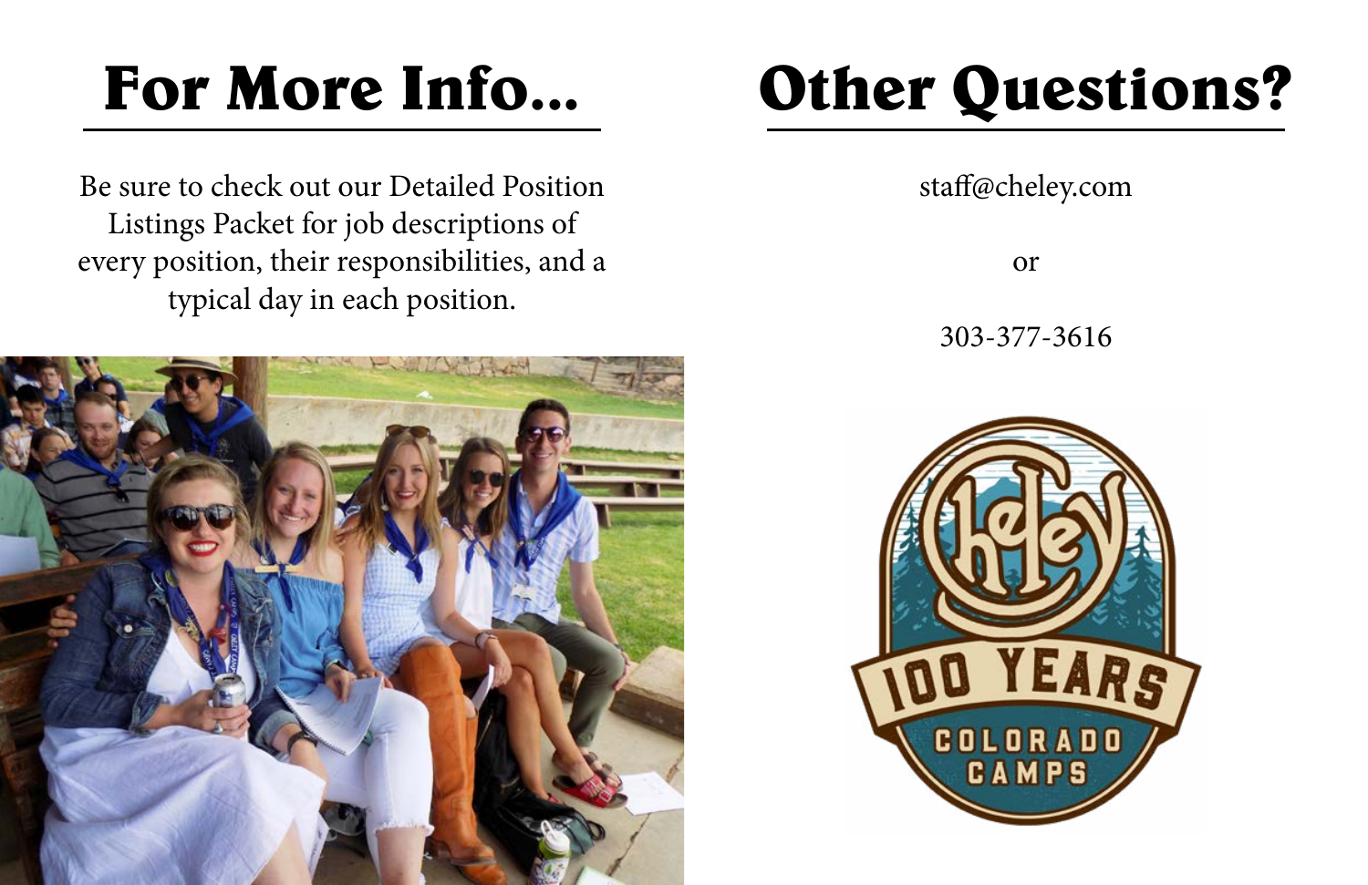# For More Info...

Be sure to check out our Detailed Position Listings Packet for job descriptions of every position, their responsibilities, and a typical day in each position.

# Other Questions?

staff@cheley.com

or

303-377-3616